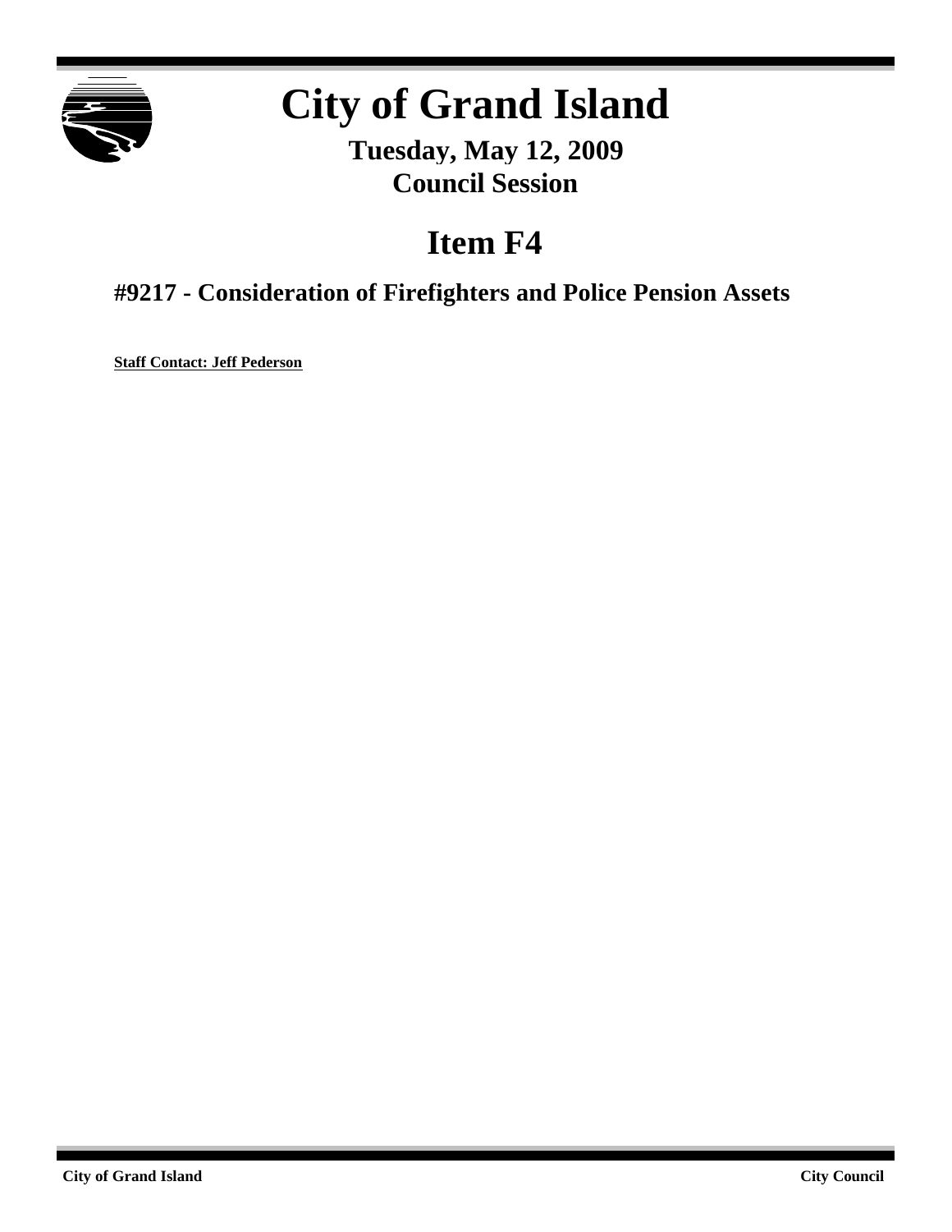# City of Grand Island

**Tuesday, May 12, 2009**
**Council Session**

## Item F4

### #9217 - Consideration of Firefighters and Police Pension Assets

**Staff Contact: Jeff Pederson**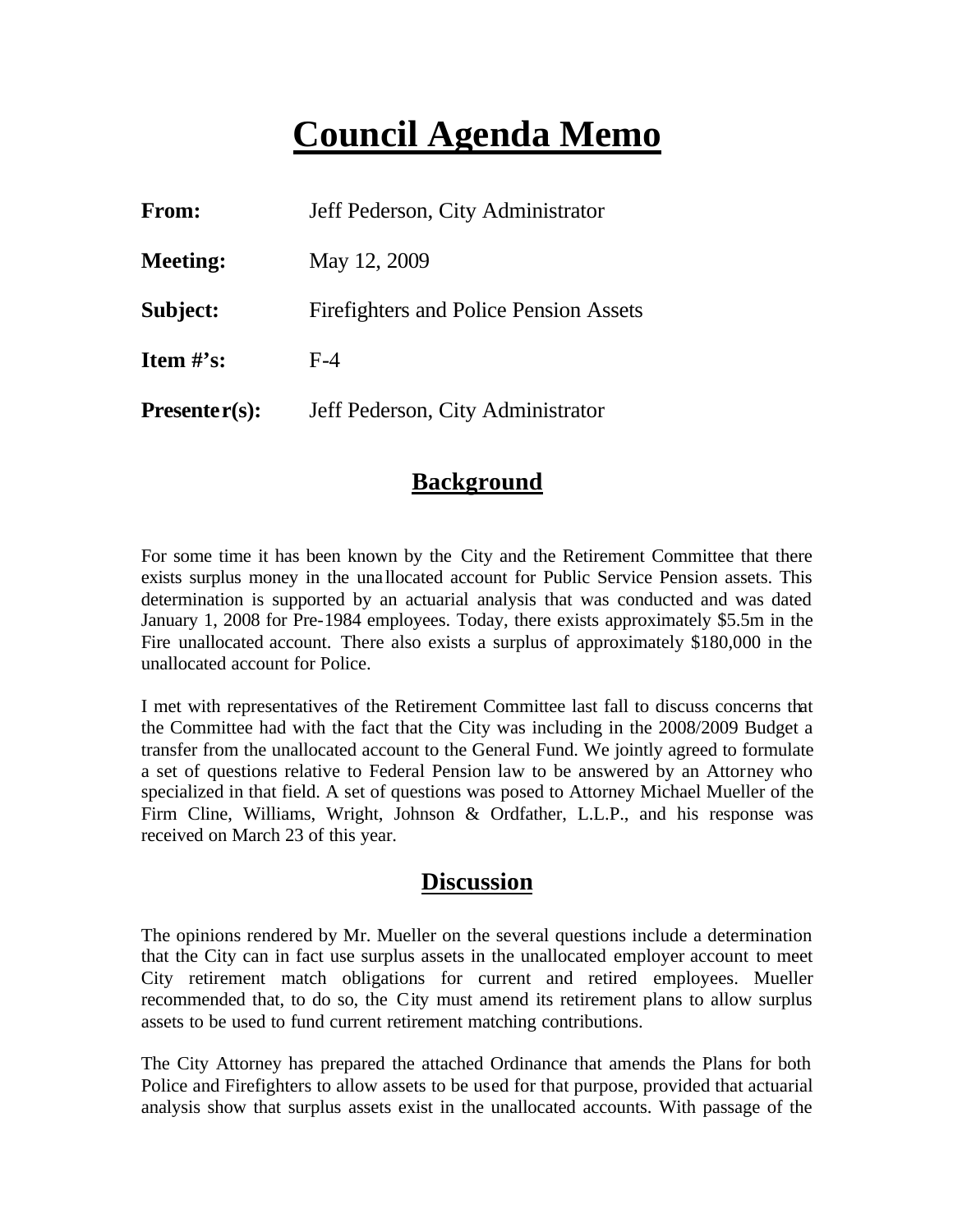# Council Agenda Memo

| | |
|---|---|
| **From:** | Jeff Pederson, City Administrator |
| **Meeting:** | May 12, 2009 |
| **Subject:** | Firefighters and Police Pension Assets |
| **Item #'s:** | F-4 |
| **Presenter(s):** | Jeff Pederson, City Administrator |

## Background

For some time it has been known by the City and the Retirement Committee that there exists surplus money in the unallocated account for Public Service Pension assets. This determination is supported by an actuarial analysis that was conducted and was dated January 1, 2008 for Pre-1984 employees. Today, there exists approximately $5.5m in the Fire unallocated account. There also exists a surplus of approximately $180,000 in the unallocated account for Police.

I met with representatives of the Retirement Committee last fall to discuss concerns that the Committee had with the fact that the City was including in the 2008/2009 Budget a transfer from the unallocated account to the General Fund. We jointly agreed to formulate a set of questions relative to Federal Pension law to be answered by an Attorney who specialized in that field. A set of questions was posed to Attorney Michael Mueller of the Firm Cline, Williams, Wright, Johnson & Ordfather, L.L.P., and his response was received on March 23 of this year.

## Discussion

The opinions rendered by Mr. Mueller on the several questions include a determination that the City can in fact use surplus assets in the unallocated employer account to meet City retirement match obligations for current and retired employees. Mueller recommended that, to do so, the City must amend its retirement plans to allow surplus assets to be used to fund current retirement matching contributions.

The City Attorney has prepared the attached Ordinance that amends the Plans for both Police and Firefighters to allow assets to be used for that purpose, provided that actuarial analysis show that surplus assets exist in the unallocated accounts. With passage of the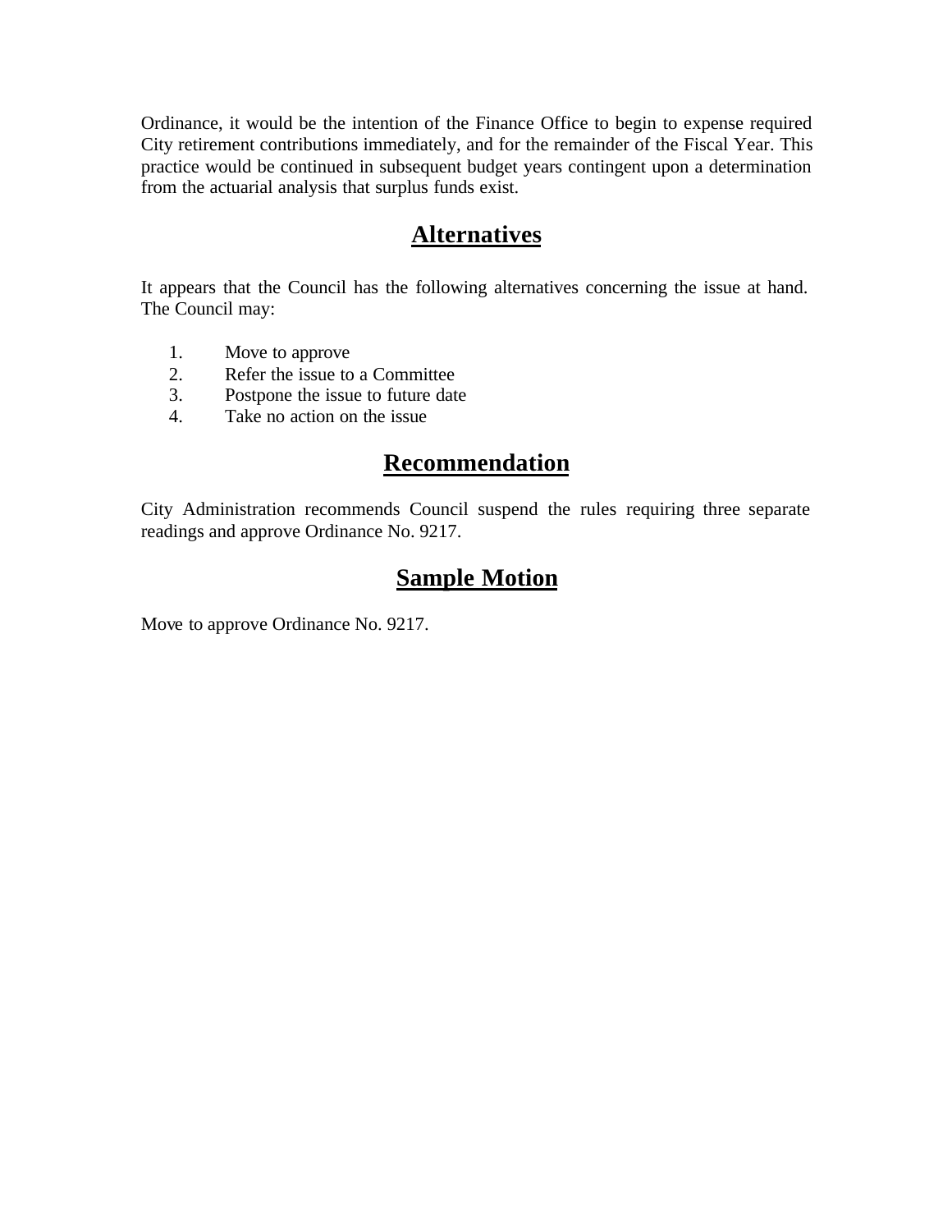Ordinance, it would be the intention of the Finance Office to begin to expense required City retirement contributions immediately, and for the remainder of the Fiscal Year. This practice would be continued in subsequent budget years contingent upon a determination from the actuarial analysis that surplus funds exist.

## Alternatives

It appears that the Council has the following alternatives concerning the issue at hand. The Council may:

1. Move to approve
2. Refer the issue to a Committee
3. Postpone the issue to future date
4. Take no action on the issue

## Recommendation

City Administration recommends Council suspend the rules requiring three separate readings and approve Ordinance No. 9217.

## Sample Motion

Move to approve Ordinance No. 9217.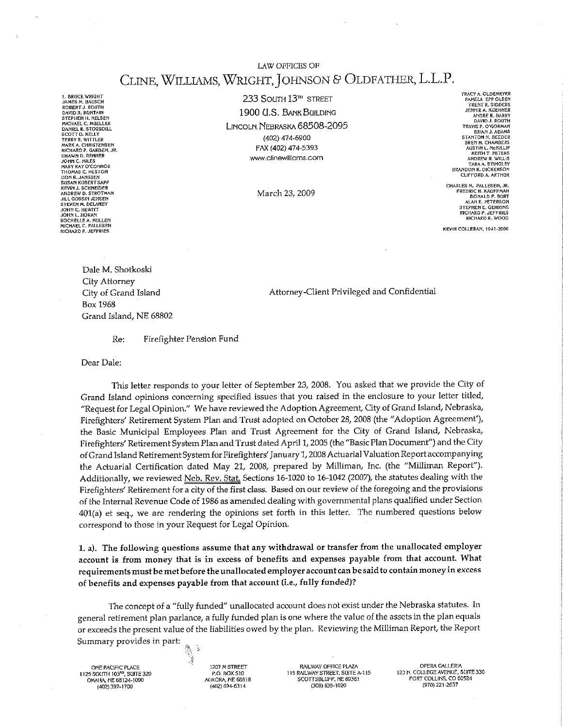LAW OFFICES OF

# CLINE, WILLIAMS, WRIGHT, JOHNSON & OLDFATHER, L.L.P.

L. BRUCE WRIGHT
JAMES M. BAUSCH
ROBERT J. ROUTH
DAVID R. BUNTAIN
STEPHEN H. NELSEN
MICHAEL C. MUELLER
DANIEL R. STOGSDILL
SCOTT D. KELLY
TERRY R. WITTLER
MARK A. CHRISTENSEN
RICHARD P. GARDEN, JR.
SHAWN D. RENNER
JOHN C. MILES
MARY KAY O'CONNOR
THOMAS C. HUSTON
DON R. JANSSEN
SUSAN KUBERT SAPP
KEVIN J. SCHNEIDER
ANDREW D. STROTMAN
JILL GOSSIN JENSEN
STEVEN M. DELANEY
JOHN C. HEWITT
JOHN L. HORAN
ROCHELLE A. MULLEN
MICHAEL C. PALLESEN
RICHARD P. JEFFRIES

233 SOUTH 13TH STREET
1900 U.S. BANK BUILDING
LINCOLN, NEBRASKA 68508-2095
(402) 474-6900
FAX (402) 474-5393
www.clinewilliams.com

TRACY A. OLDEMEYER
PAMELA EPP OLSEN
TRENT R. SIDDERS
JENNIE A. KUEHNER
ANDRE R. BARRY
DAVID J. ROUTH
TRAVIS P. O'GORMAN
BRIAN J. ADAMS
STANTON N. BEEDER
BREN H. CHAMBERS
AUSTIN L. McKILLIP
KEITH T. PETERS
ANDREW R. WILLIS
TARA A. STINGLEY
BRANDON R. DICKERSON
CLIFFORD A. ARTHUR

CHARLES M. PALLESEN, JR.
FREDRIC H. KAUFFMAN
DONALD F. BURT
ALAN E. PETERSON
STEPHEN E. GEHRING
RICHARD P. JEFFRIES
RICHARD R. WOOD

KEVIN COLLERAN, 1941-2006

March 23, 2009

Dale M. Shotkoski
City Attorney
City of Grand Island
Box 1968
Grand Island, NE 68802

Attorney-Client Privileged and Confidential

Re: Firefighter Pension Fund

Dear Dale:

This letter responds to your letter of September 23, 2008. You asked that we provide the City of Grand Island opinions concerning specified issues that you raised in the enclosure to your letter titled, "Request for Legal Opinion." We have reviewed the Adoption Agreement, City of Grand Island, Nebraska, Firefighters' Retirement System Plan and Trust adopted on October 28, 2008 (the "Adoption Agreement'), the Basic Municipal Employees Plan and Trust Agreement for the City of Grand Island, Nebraska, Firefighters' Retirement System Plan and Trust dated April 1, 2005 (the "Basic Plan Document") and the City of Grand Island Retirement System for Firefighters' January 1, 2008 Actuarial Valuation Report accompanying the Actuarial Certification dated May 21, 2008, prepared by Milliman, Inc. (the "Milliman Report"). Additionally, we reviewed Neb. Rev. Stat. Sections 16-1020 to 16-1042 (2007), the statutes dealing with the Firefighters' Retirement for a city of the first class. Based on our review of the foregoing and the provisions of the Internal Revenue Code of 1986 as amended dealing with governmental plans qualified under Section 401(a) et seq., we are rendering the opinions set forth in this letter. The numbered questions below correspond to those in your Request for Legal Opinion.

**1. a). The following questions assume that any withdrawal or transfer from the unallocated employer account is from money that is in excess of benefits and expenses payable from that account. What requirements must be met before the unallocated employer account can be said to contain money in excess of benefits and expenses payable from that account (i.e., fully funded)?**

The concept of a "fully funded" unallocated account does not exist under the Nebraska statutes. In general retirement plan parlance, a fully funded plan is one where the value of the assets in the plan equals or exceeds the present value of the liabilities owed by the plan. Reviewing the Milliman Report, the Report Summary provides in part:

ONE PACIFIC PLACE
1125 SOUTH 103RD, SUITE 320
OMAHA, NE 68124-1090
(402) 397-1700

1207 M STREET
P.O. BOX 510
AURORA, NE 68818
(402) 694-6314

RAILWAY OFFICE PLAZA
115 RAILWAY STREET, SUITE A-115
SCOTTSBLUFF, NE 69361
(308) 635-1020

OPERA GALLERIA
123 N. COLLEGE AVENUE, SUITE 330
FORT COLLINS, CO 80524
(970) 221-2637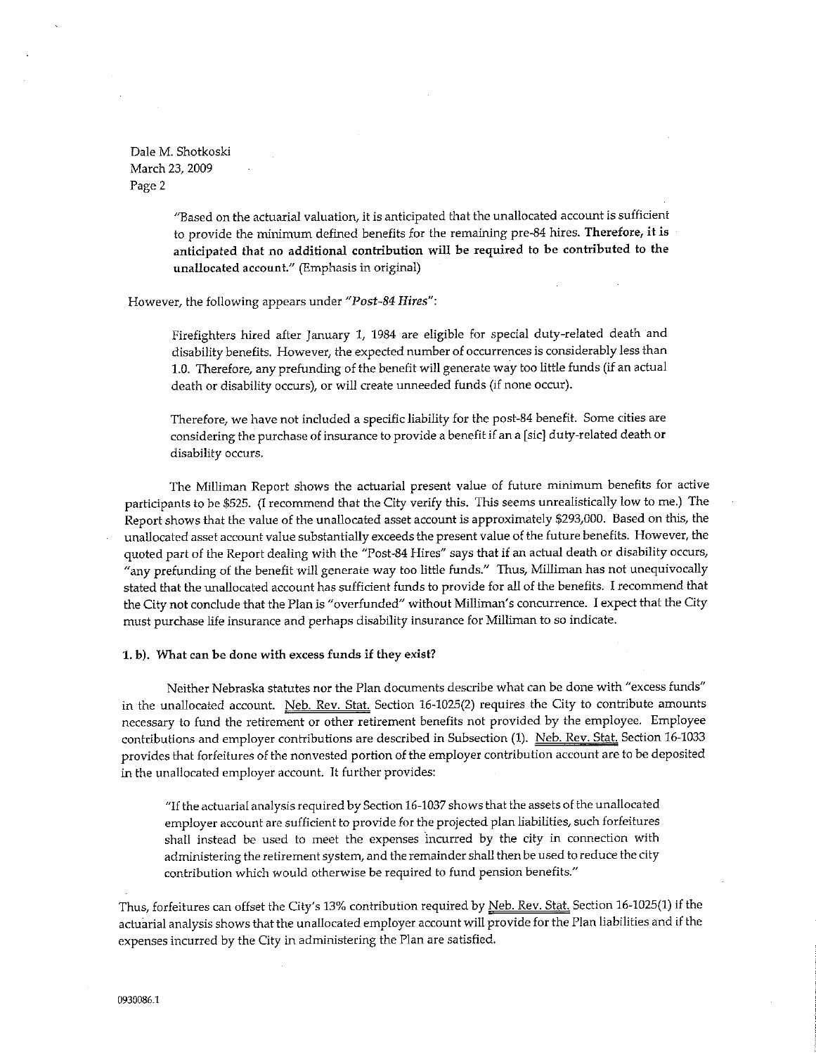"Based on the actuarial valuation, it is anticipated that the unallocated account is sufficient to provide the minimum defined benefits for the remaining pre-84 hires. **Therefore, it is anticipated that no additional contribution will be required to be contributed to the unallocated account.**" (Emphasis in original)

However, the following appears under "*Post-84 Hires*":

> Firefighters hired after January 1, 1984 are eligible for special duty-related death and disability benefits. However, the expected number of occurrences is considerably less than 1.0. Therefore, any prefunding of the benefit will generate way too little funds (if an actual death or disability occurs), or will create unneeded funds (if none occur).
>
> Therefore, we have not included a specific liability for the post-84 benefit. Some cities are considering the purchase of insurance to provide a benefit if an a [sic] duty-related death or disability occurs.

The Milliman Report shows the actuarial present value of future minimum benefits for active participants to be $525. (I recommend that the City verify this. This seems unrealistically low to me.) The Report shows that the value of the unallocated asset account is approximately $293,000. Based on this, the unallocated asset account value substantially exceeds the present value of the future benefits. However, the quoted part of the Report dealing with the "Post-84 Hires" says that if an actual death or disability occurs, "any prefunding of the benefit will generate way too little funds." Thus, Milliman has not unequivocally stated that the unallocated account has sufficient funds to provide for all of the benefits. I recommend that the City not conclude that the Plan is "overfunded" without Milliman's concurrence. I expect that the City must purchase life insurance and perhaps disability insurance for Milliman to so indicate.

**1. b). What can be done with excess funds if they exist?**

Neither Nebraska statutes nor the Plan documents describe what can be done with "excess funds" in the unallocated account. Neb. Rev. Stat. Section 16-1025(2) requires the City to contribute amounts necessary to fund the retirement or other retirement benefits not provided by the employee. Employee contributions and employer contributions are described in Subsection (1). Neb. Rev. Stat. Section 16-1033 provides that forfeitures of the nonvested portion of the employer contribution account are to be deposited in the unallocated employer account. It further provides:

> "If the actuarial analysis required by Section 16-1037 shows that the assets of the unallocated employer account are sufficient to provide for the projected plan liabilities, such forfeitures shall instead be used to meet the expenses incurred by the city in connection with administering the retirement system, and the remainder shall then be used to reduce the city contribution which would otherwise be required to fund pension benefits."

Thus, forfeitures can offset the City's 13% contribution required by Neb. Rev. Stat. Section 16-1025(1) if the actuarial analysis shows that the unallocated employer account will provide for the Plan liabilities and if the expenses incurred by the City in administering the Plan are satisfied.

0930086.1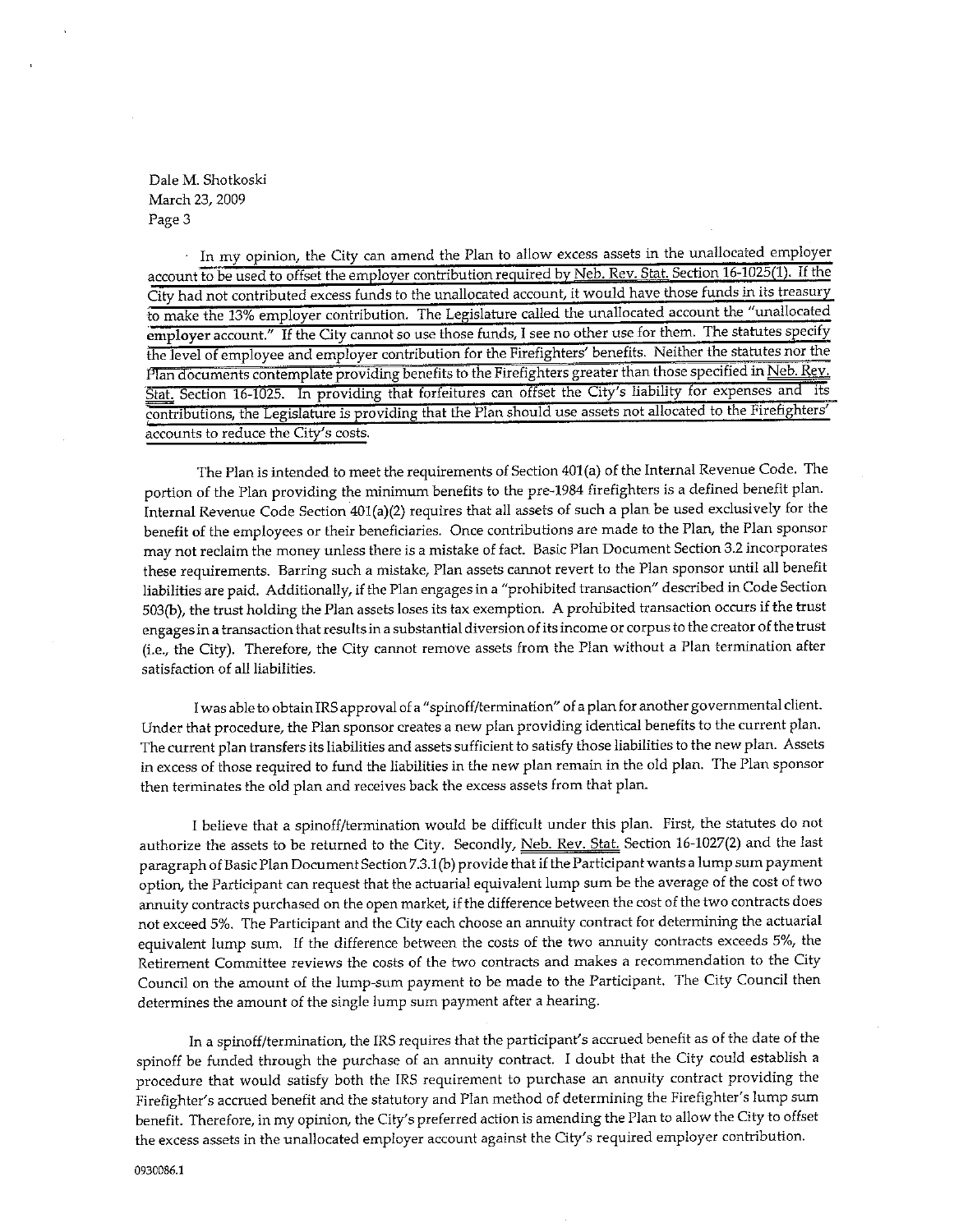Dale M. Shotkoski
March 23, 2009
Page 3

In my opinion, the City can amend the Plan to allow excess assets in the unallocated employer account to be used to offset the employer contribution required by Neb. Rev. Stat. Section 16-1025(1). If the City had not contributed excess funds to the unallocated account, it would have those funds in its treasury to make the 13% employer contribution. The Legislature called the unallocated account the "unallocated employer account." If the City cannot so use those funds, I see no other use for them. The statutes specify the level of employee and employer contribution for the Firefighters' benefits. Neither the statutes nor the Plan documents contemplate providing benefits to the Firefighters greater than those specified in Neb. Rev. Stat. Section 16-1025. In providing that forfeitures can offset the City's liability for expenses and its contributions, the Legislature is providing that the Plan should use assets not allocated to the Firefighters' accounts to reduce the City's costs.

The Plan is intended to meet the requirements of Section 401(a) of the Internal Revenue Code. The portion of the Plan providing the minimum benefits to the pre-1984 firefighters is a defined benefit plan. Internal Revenue Code Section 401(a)(2) requires that all assets of such a plan be used exclusively for the benefit of the employees or their beneficiaries. Once contributions are made to the Plan, the Plan sponsor may not reclaim the money unless there is a mistake of fact. Basic Plan Document Section 3.2 incorporates these requirements. Barring such a mistake, Plan assets cannot revert to the Plan sponsor until all benefit liabilities are paid. Additionally, if the Plan engages in a "prohibited transaction" described in Code Section 503(b), the trust holding the Plan assets loses its tax exemption. A prohibited transaction occurs if the trust engages in a transaction that results in a substantial diversion of its income or corpus to the creator of the trust (i.e., the City). Therefore, the City cannot remove assets from the Plan without a Plan termination after satisfaction of all liabilities.

I was able to obtain IRS approval of a "spinoff/termination" of a plan for another governmental client. Under that procedure, the Plan sponsor creates a new plan providing identical benefits to the current plan. The current plan transfers its liabilities and assets sufficient to satisfy those liabilities to the new plan. Assets in excess of those required to fund the liabilities in the new plan remain in the old plan. The Plan sponsor then terminates the old plan and receives back the excess assets from that plan.

I believe that a spinoff/termination would be difficult under this plan. First, the statutes do not authorize the assets to be returned to the City. Secondly, Neb. Rev. Stat. Section 16-1027(2) and the last paragraph of Basic Plan Document Section 7.3.1(b) provide that if the Participant wants a lump sum payment option, the Participant can request that the actuarial equivalent lump sum be the average of the cost of two annuity contracts purchased on the open market, if the difference between the cost of the two contracts does not exceed 5%. The Participant and the City each choose an annuity contract for determining the actuarial equivalent lump sum. If the difference between the costs of the two annuity contracts exceeds 5%, the Retirement Committee reviews the costs of the two contracts and makes a recommendation to the City Council on the amount of the lump-sum payment to be made to the Participant. The City Council then determines the amount of the single lump sum payment after a hearing.

In a spinoff/termination, the IRS requires that the participant's accrued benefit as of the date of the spinoff be funded through the purchase of an annuity contract. I doubt that the City could establish a procedure that would satisfy both the IRS requirement to purchase an annuity contract providing the Firefighter's accrued benefit and the statutory and Plan method of determining the Firefighter's lump sum benefit. Therefore, in my opinion, the City's preferred action is amending the Plan to allow the City to offset the excess assets in the unallocated employer account against the City's required employer contribution.

0930086.1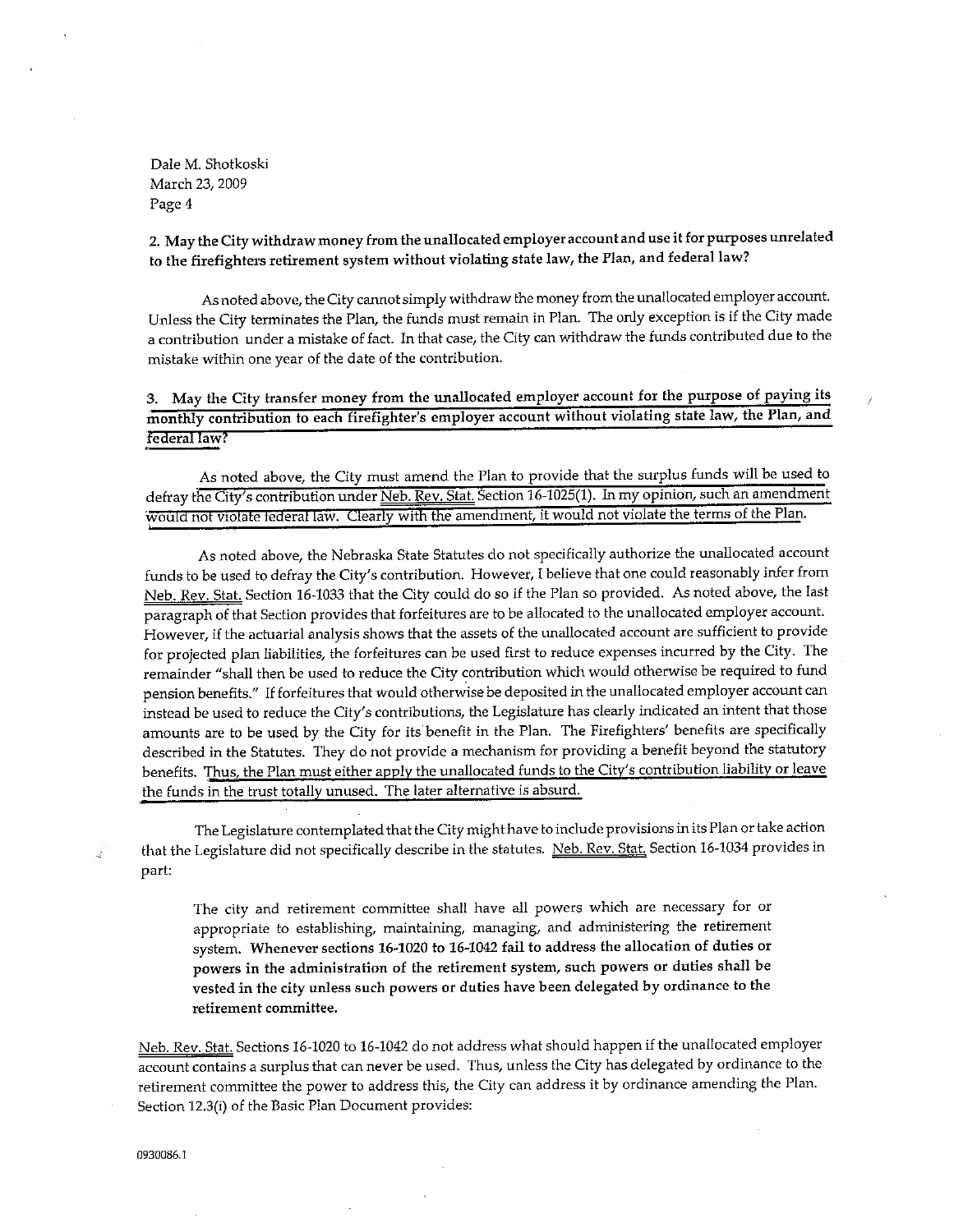Dale M. Shotkoski
March 23, 2009
Page 4

**2. May the City withdraw money from the unallocated employer account and use it for purposes unrelated to the firefighters retirement system without violating state law, the Plan, and federal law?**

As noted above, the City cannot simply withdraw the money from the unallocated employer account. Unless the City terminates the Plan, the funds must remain in Plan. The only exception is if the City made a contribution under a mistake of fact. In that case, the City can withdraw the funds contributed due to the mistake within one year of the date of the contribution.

**3. May the City transfer money from the unallocated employer account for the purpose of paying its monthly contribution to each firefighter's employer account without violating state law, the Plan, and federal law?**

As noted above, the City must amend the Plan to provide that the surplus funds will be used to defray the City's contribution under Neb. Rev. Stat. Section 16-1025(1). In my opinion, such an amendment would not violate federal law. Clearly with the amendment, it would not violate the terms of the Plan.

As noted above, the Nebraska State Statutes do not specifically authorize the unallocated account funds to be used to defray the City's contribution. However, I believe that one could reasonably infer from Neb. Rev. Stat. Section 16-1033 that the City could do so if the Plan so provided. As noted above, the last paragraph of that Section provides that forfeitures are to be allocated to the unallocated employer account. However, if the actuarial analysis shows that the assets of the unallocated account are sufficient to provide for projected plan liabilities, the forfeitures can be used first to reduce expenses incurred by the City. The remainder "shall then be used to reduce the City contribution which would otherwise be required to fund pension benefits." If forfeitures that would otherwise be deposited in the unallocated employer account can instead be used to reduce the City's contributions, the Legislature has clearly indicated an intent that those amounts are to be used by the City for its benefit in the Plan. The Firefighters' benefits are specifically described in the Statutes. They do not provide a mechanism for providing a benefit beyond the statutory benefits. Thus, the Plan must either apply the unallocated funds to the City's contribution liability or leave the funds in the trust totally unused. The later alternative is absurd.

The Legislature contemplated that the City might have to include provisions in its Plan or take action that the Legislature did not specifically describe in the statutes. Neb. Rev. Stat. Section 16-1034 provides in part:

> The city and retirement committee shall have all powers which are necessary for or appropriate to establishing, maintaining, managing, and administering the retirement system. **Whenever sections 16-1020 to 16-1042 fail to address the allocation of duties or powers in the administration of the retirement system, such powers or duties shall be vested in the city unless such powers or duties have been delegated by ordinance to the retirement committee.**

Neb. Rev. Stat. Sections 16-1020 to 16-1042 do not address what should happen if the unallocated employer account contains a surplus that can never be used. Thus, unless the City has delegated by ordinance to the retirement committee the power to address this, the City can address it by ordinance amending the Plan. Section 12.3(i) of the Basic Plan Document provides:

0930086.1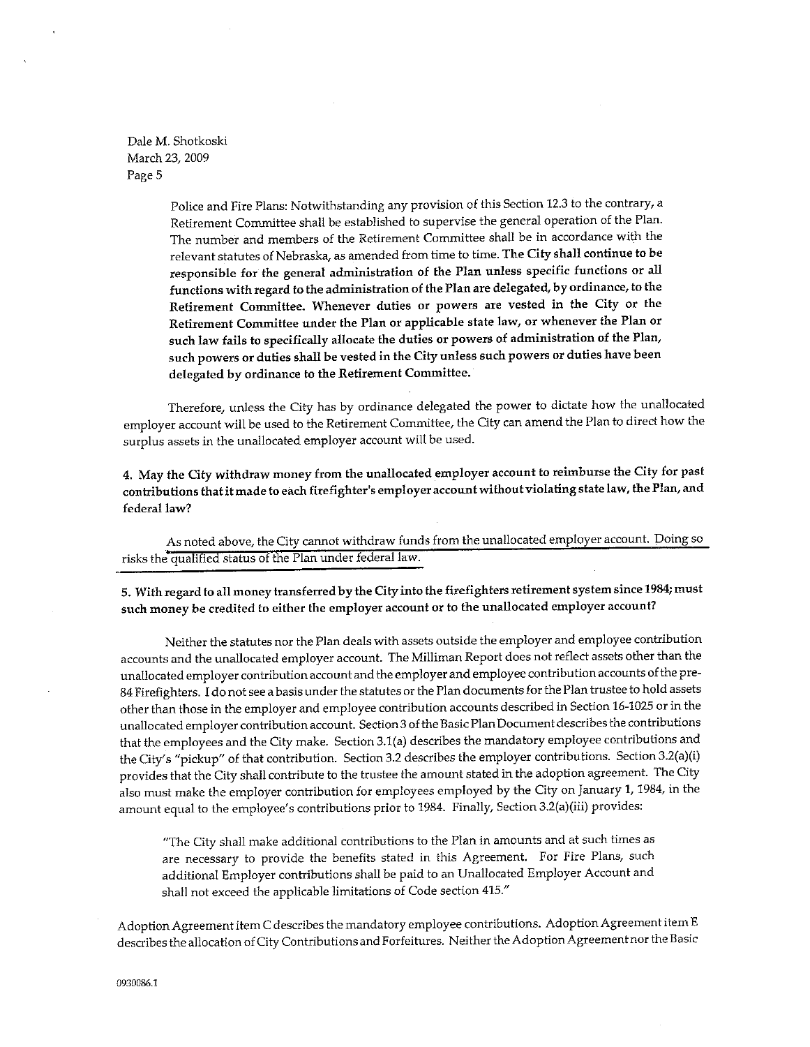Police and Fire Plans: Notwithstanding any provision of this Section 12.3 to the contrary, a Retirement Committee shall be established to supervise the general operation of the Plan. The number and members of the Retirement Committee shall be in accordance with the relevant statutes of Nebraska, as amended from time to time. **The City shall continue to be responsible for the general administration of the Plan unless specific functions or all functions with regard to the administration of the Plan are delegated, by ordinance, to the Retirement Committee. Whenever duties or powers are vested in the City or the Retirement Committee under the Plan or applicable state law, or whenever the Plan or such law fails to specifically allocate the duties or powers of administration of the Plan, such powers or duties shall be vested in the City unless such powers or duties have been delegated by ordinance to the Retirement Committee.**

Therefore, unless the City has by ordinance delegated the power to dictate how the unallocated employer account will be used to the Retirement Committee, the City can amend the Plan to direct how the surplus assets in the unallocated employer account will be used.

**4. May the City withdraw money from the unallocated employer account to reimburse the City for past contributions that it made to each firefighter's employer account without violating state law, the Plan, and federal law?**

As noted above, the City cannot withdraw funds from the unallocated employer account. Doing so risks the qualified status of the Plan under federal law.

**5. With regard to all money transferred by the City into the firefighters retirement system since 1984; must such money be credited to either the employer account or to the unallocated employer account?**

Neither the statutes nor the Plan deals with assets outside the employer and employee contribution accounts and the unallocated employer account. The Milliman Report does not reflect assets other than the unallocated employer contribution account and the employer and employee contribution accounts of the pre-84 Firefighters. I do not see a basis under the statutes or the Plan documents for the Plan trustee to hold assets other than those in the employer and employee contribution accounts described in Section 16-1025 or in the unallocated employer contribution account. Section 3 of the Basic Plan Document describes the contributions that the employees and the City make. Section 3.1(a) describes the mandatory employee contributions and the City's "pickup" of that contribution. Section 3.2 describes the employer contributions. Section 3.2(a)(i) provides that the City shall contribute to the trustee the amount stated in the adoption agreement. The City also must make the employer contribution for employees employed by the City on January 1, 1984, in the amount equal to the employee's contributions prior to 1984. Finally, Section 3.2(a)(iii) provides:

> "The City shall make additional contributions to the Plan in amounts and at such times as are necessary to provide the benefits stated in this Agreement. For Fire Plans, such additional Employer contributions shall be paid to an Unallocated Employer Account and shall not exceed the applicable limitations of Code section 415."

Adoption Agreement item C describes the mandatory employee contributions. Adoption Agreement item E describes the allocation of City Contributions and Forfeitures. Neither the Adoption Agreement nor the Basic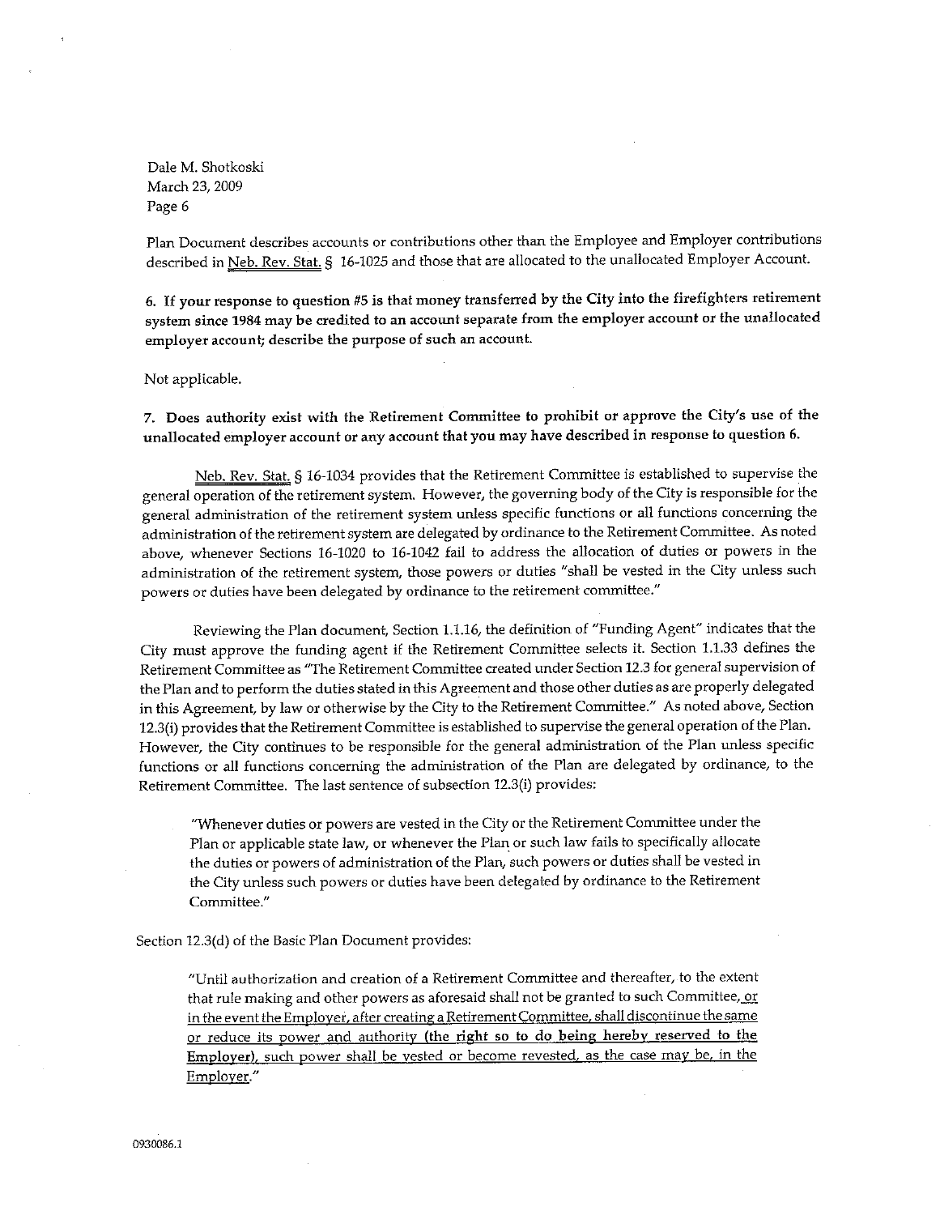Plan Document describes accounts or contributions other than the Employee and Employer contributions described in Neb. Rev. Stat. § 16-1025 and those that are allocated to the unallocated Employer Account.

**6. If your response to question #5 is that money transferred by the City into the firefighters retirement system since 1984 may be credited to an account separate from the employer account or the unallocated employer account; describe the purpose of such an account.**

Not applicable.

**7. Does authority exist with the Retirement Committee to prohibit or approve the City's use of the unallocated employer account or any account that you may have described in response to question 6.**

Neb. Rev. Stat. § 16-1034 provides that the Retirement Committee is established to supervise the general operation of the retirement system. However, the governing body of the City is responsible for the general administration of the retirement system unless specific functions or all functions concerning the administration of the retirement system are delegated by ordinance to the Retirement Committee. As noted above, whenever Sections 16-1020 to 16-1042 fail to address the allocation of duties or powers in the administration of the retirement system, those powers or duties "shall be vested in the City unless such powers or duties have been delegated by ordinance to the retirement committee."

Reviewing the Plan document, Section 1.1.16, the definition of "Funding Agent" indicates that the City must approve the funding agent if the Retirement Committee selects it. Section 1.1.33 defines the Retirement Committee as "The Retirement Committee created under Section 12.3 for general supervision of the Plan and to perform the duties stated in this Agreement and those other duties as are properly delegated in this Agreement, by law or otherwise by the City to the Retirement Committee." As noted above, Section 12.3(i) provides that the Retirement Committee is established to supervise the general operation of the Plan. However, the City continues to be responsible for the general administration of the Plan unless specific functions or all functions concerning the administration of the Plan are delegated by ordinance, to the Retirement Committee. The last sentence of subsection 12.3(i) provides:

> "Whenever duties or powers are vested in the City or the Retirement Committee under the Plan or applicable state law, or whenever the Plan or such law fails to specifically allocate the duties or powers of administration of the Plan, such powers or duties shall be vested in the City unless such powers or duties have been delegated by ordinance to the Retirement Committee."

Section 12.3(d) of the Basic Plan Document provides:

> "Until authorization and creation of a Retirement Committee and thereafter, to the extent that rule making and other powers as aforesaid shall not be granted to such Committee, or in the event the Employer, after creating a Retirement Committee, shall discontinue the same or reduce its power and authority (**the right so to do being hereby reserved to the Employer**), such power shall be vested or become revested, as the case may be, in the Employer."

0930086.1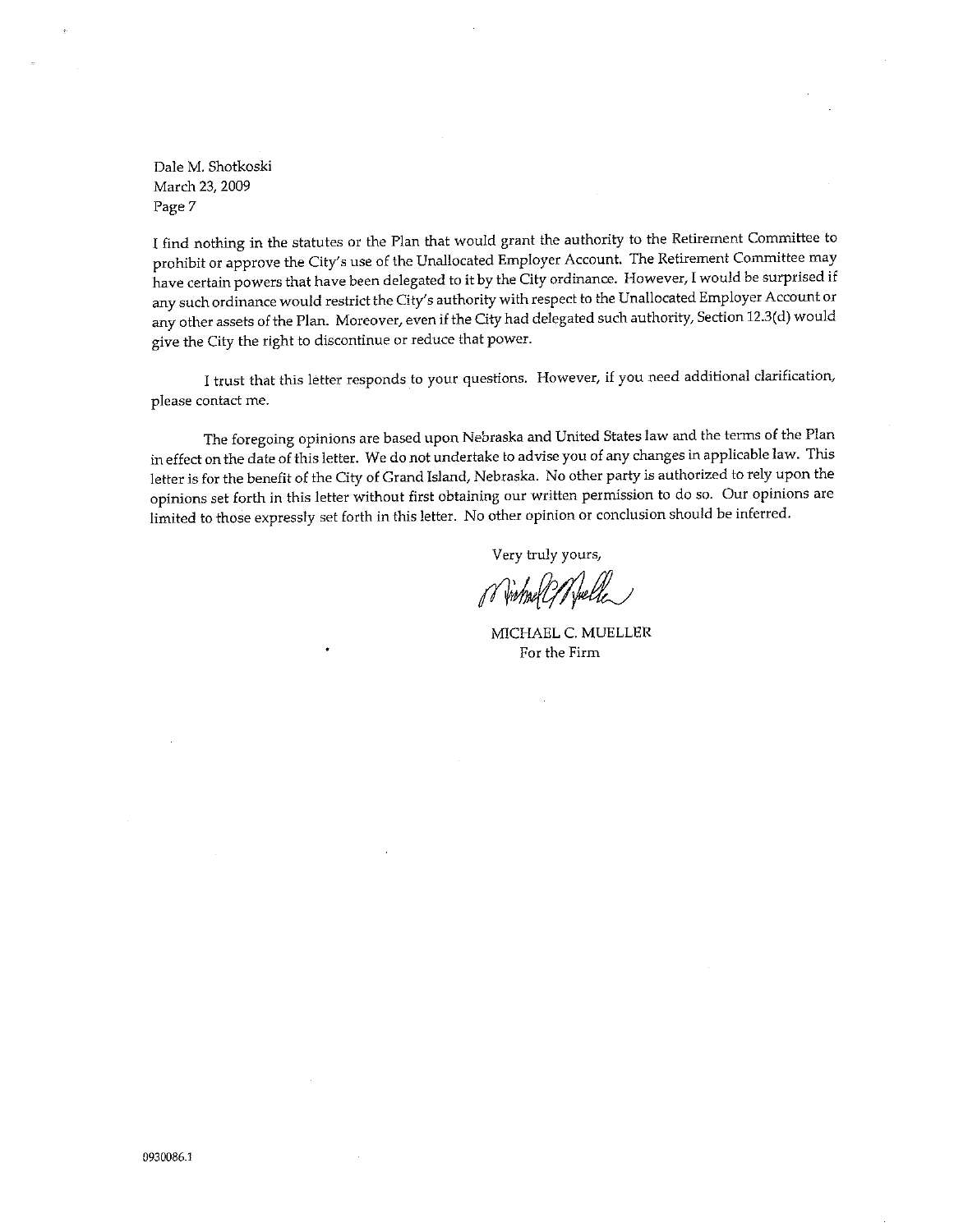Dale M. Shotkoski
March 23, 2009
Page 7

I find nothing in the statutes or the Plan that would grant the authority to the Retirement Committee to prohibit or approve the City's use of the Unallocated Employer Account. The Retirement Committee may have certain powers that have been delegated to it by the City ordinance. However, I would be surprised if any such ordinance would restrict the City's authority with respect to the Unallocated Employer Account or any other assets of the Plan. Moreover, even if the City had delegated such authority, Section 12.3(d) would give the City the right to discontinue or reduce that power.

I trust that this letter responds to your questions. However, if you need additional clarification, please contact me.

The foregoing opinions are based upon Nebraska and United States law and the terms of the Plan in effect on the date of this letter. We do not undertake to advise you of any changes in applicable law. This letter is for the benefit of the City of Grand Island, Nebraska. No other party is authorized to rely upon the opinions set forth in this letter without first obtaining our written permission to do so. Our opinions are limited to those expressly set forth in this letter. No other opinion or conclusion should be inferred.

Very truly yours,

MICHAEL C. MUELLER
For the Firm

0930086.1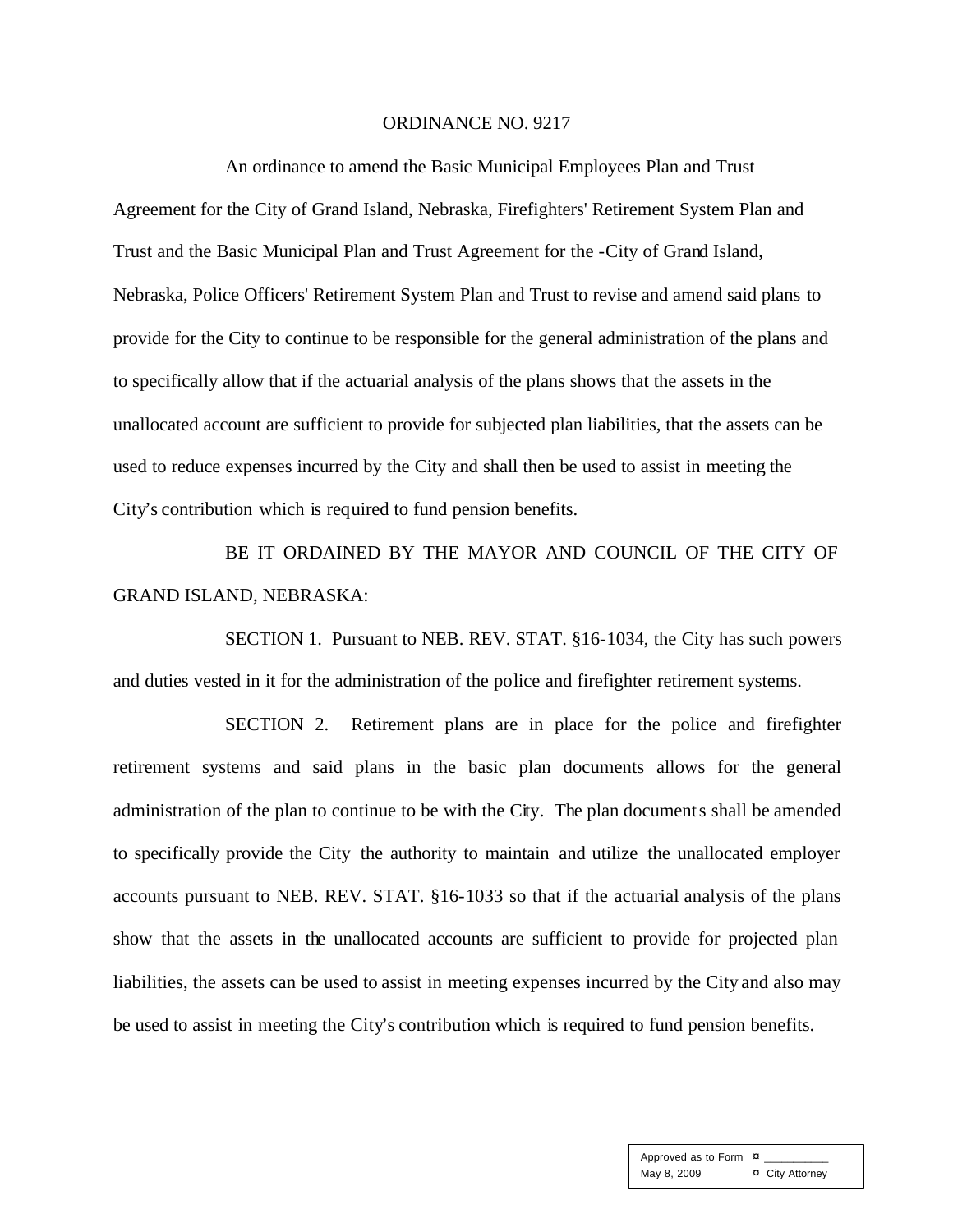ORDINANCE NO. 9217

An ordinance to amend the Basic Municipal Employees Plan and Trust Agreement for the City of Grand Island, Nebraska, Firefighters' Retirement System Plan and Trust and the Basic Municipal Plan and Trust Agreement for the -City of Grand Island, Nebraska, Police Officers' Retirement System Plan and Trust to revise and amend said plans to provide for the City to continue to be responsible for the general administration of the plans and to specifically allow that if the actuarial analysis of the plans shows that the assets in the unallocated account are sufficient to provide for subjected plan liabilities, that the assets can be used to reduce expenses incurred by the City and shall then be used to assist in meeting the City's contribution which is required to fund pension benefits.

BE IT ORDAINED BY THE MAYOR AND COUNCIL OF THE CITY OF GRAND ISLAND, NEBRASKA:

SECTION 1. Pursuant to NEB. REV. STAT. §16-1034, the City has such powers and duties vested in it for the administration of the police and firefighter retirement systems.

SECTION 2. Retirement plans are in place for the police and firefighter retirement systems and said plans in the basic plan documents allows for the general administration of the plan to continue to be with the City. The plan documents shall be amended to specifically provide the City the authority to maintain and utilize the unallocated employer accounts pursuant to NEB. REV. STAT. §16-1033 so that if the actuarial analysis of the plans show that the assets in the unallocated accounts are sufficient to provide for projected plan liabilities, the assets can be used to assist in meeting expenses incurred by the City and also may be used to assist in meeting the City's contribution which is required to fund pension benefits.

| Approved as to Form | ¤ ___________ |
|---|---|
| May 8, 2009 | ¤ City Attorney |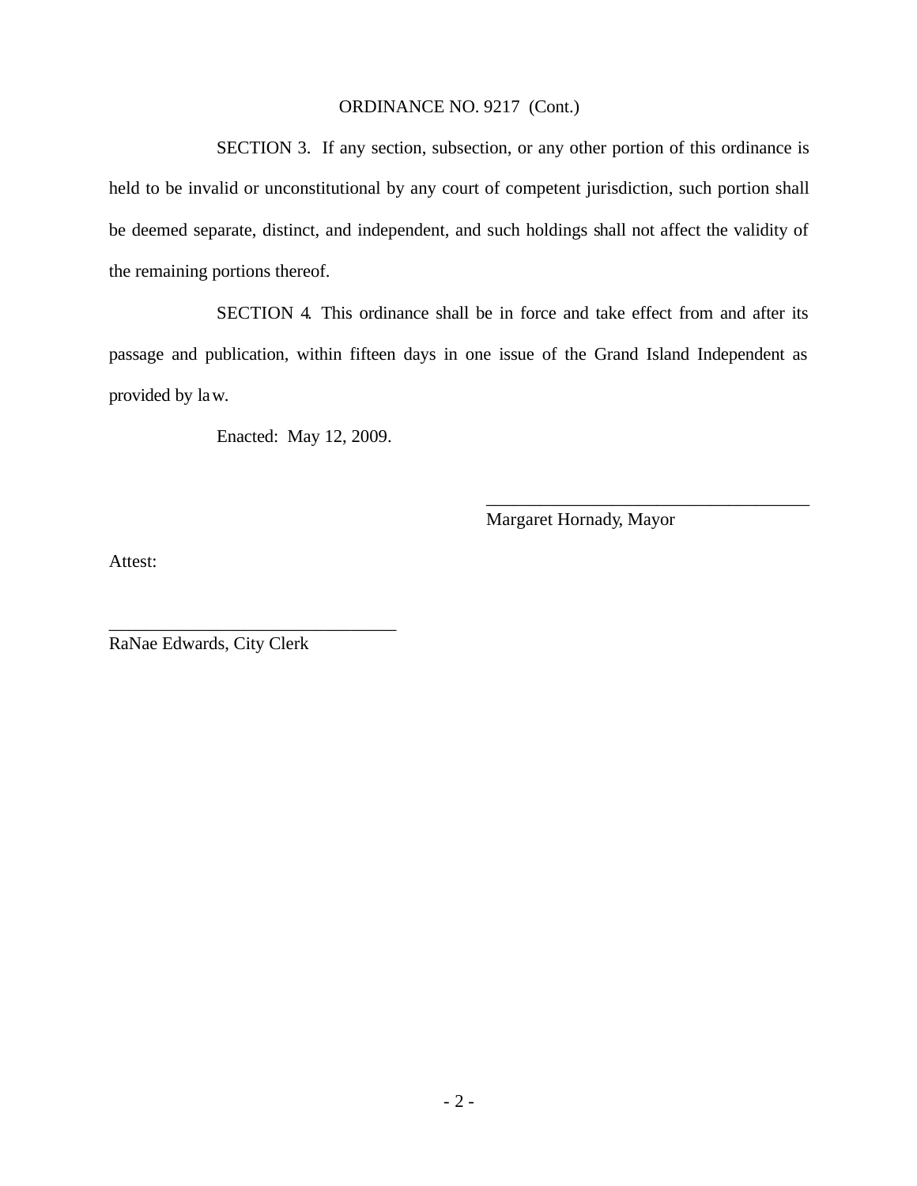ORDINANCE NO. 9217 (Cont.)

SECTION 3. If any section, subsection, or any other portion of this ordinance is held to be invalid or unconstitutional by any court of competent jurisdiction, such portion shall be deemed separate, distinct, and independent, and such holdings shall not affect the validity of the remaining portions thereof.

SECTION 4. This ordinance shall be in force and take effect from and after its passage and publication, within fifteen days in one issue of the Grand Island Independent as provided by law.

Enacted: May 12, 2009.

_____________________________________
Margaret Hornady, Mayor

Attest:

_________________________________
RaNae Edwards, City Clerk